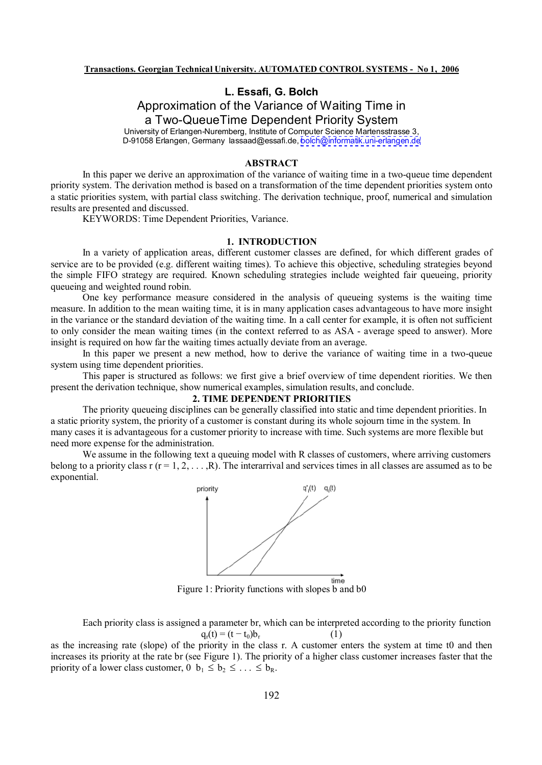Transactions. Georgian Technical University. AUTOMATED CONTROL SYSTEMS - No 1, 2006

**L. Essafi, G. Bolch**

# Approximation of the Variance of Waiting Time in a Two-QueueTime Dependent Priority System

University of Erlangen-Nuremberg, Institute of Computer Science Martensstrasse 3,
D-91058 Erlangen, Germany lassaad@essafi.de, bolch@informatik.uni-erlangen.de

## ABSTRACT

In this paper we derive an approximation of the variance of waiting time in a two-queue time dependent priority system. The derivation method is based on a transformation of the time dependent priorities system onto a static priorities system, with partial class switching. The derivation technique, proof, numerical and simulation results are presented and discussed.

KEYWORDS: Time Dependent Priorities, Variance.

## 1. INTRODUCTION

In a variety of application areas, different customer classes are defined, for which different grades of service are to be provided (e.g. different waiting times). To achieve this objective, scheduling strategies beyond the simple FIFO strategy are required. Known scheduling strategies include weighted fair queueing, priority queueing and weighted round robin.

One key performance measure considered in the analysis of queueing systems is the waiting time measure. In addition to the mean waiting time, it is in many application cases advantageous to have more insight in the variance or the standard deviation of the waiting time. In a call center for example, it is often not sufficient to only consider the mean waiting times (in the context referred to as ASA - average speed to answer). More insight is required on how far the waiting times actually deviate from an average.

In this paper we present a new method, how to derive the variance of waiting time in a two-queue system using time dependent priorities.

This paper is structured as follows: we first give a brief overview of time dependent riorities. We then present the derivation technique, show numerical examples, simulation results, and conclude.

## 2. TIME DEPENDENT PRIORITIES

The priority queueing disciplines can be generally classified into static and time dependent priorities. In a static priority system, the priority of a customer is constant during its whole sojourn time in the system. In many cases it is advantageous for a customer priority to increase with time. Such systems are more flexible but need more expense for the administration.

We assume in the following text a queuing model with R classes of customers, where arriving customers belong to a priority class r (r = 1, 2, . . . ,R). The interarrival and services times in all classes are assumed as to be exponential.

Figure 1: Priority functions with slopes b and b0

Each priority class is assigned a parameter br, which can be interpreted according to the priority function

$$q_r(t) = (t - t_0)b_r \qquad (1)$$

as the increasing rate (slope) of the priority in the class r. A customer enters the system at time t0 and then increases its priority at the rate br (see Figure 1). The priority of a higher class customer increases faster that the priority of a lower class customer, $0 \; b_1 \leq b_2 \leq \ldots \leq b_R$.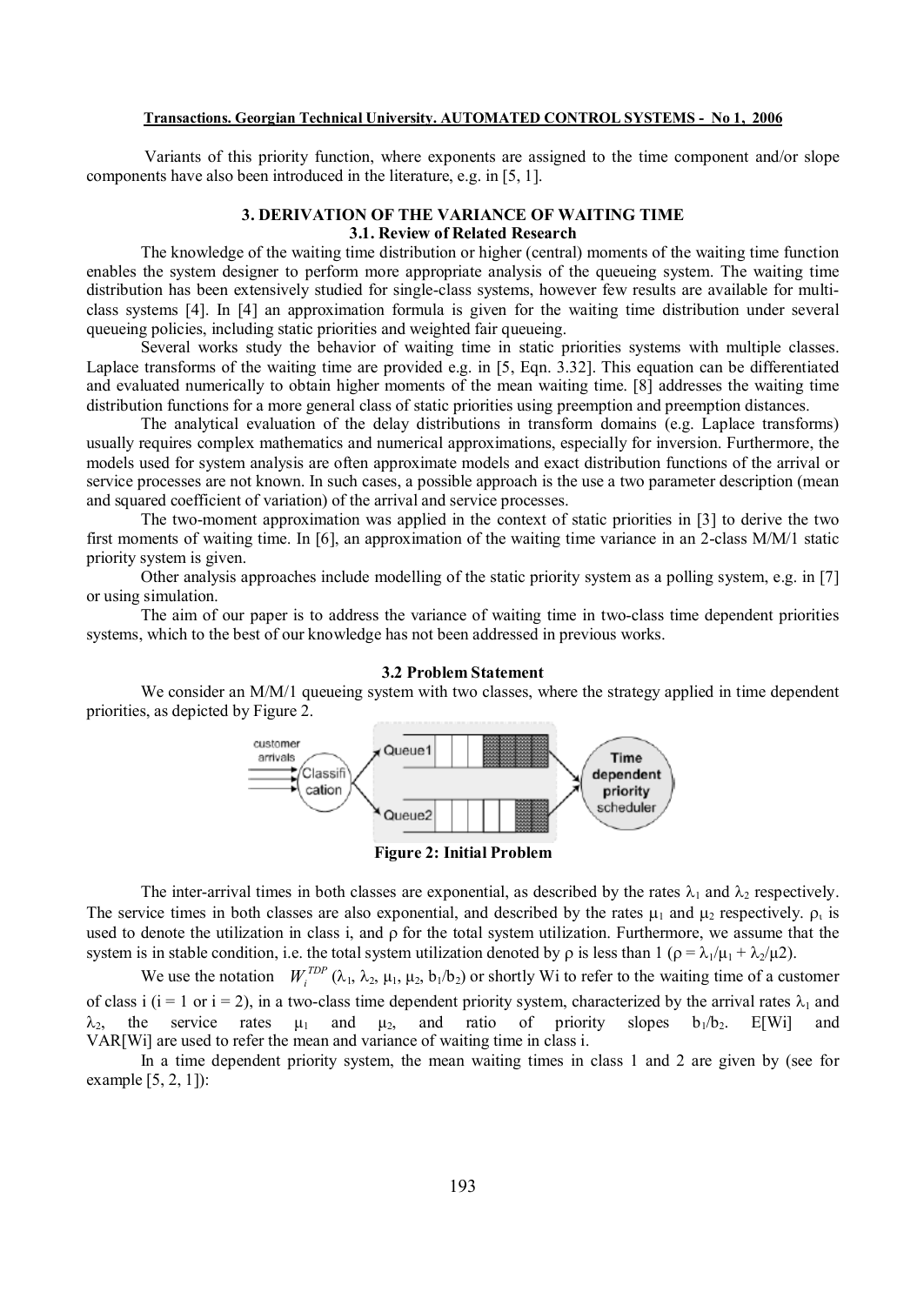Variants of this priority function, where exponents are assigned to the time component and/or slope components have also been introduced in the literature, e.g. in [5, 1].

## 3. DERIVATION OF THE VARIANCE OF WAITING TIME

### 3.1. Review of Related Research

The knowledge of the waiting time distribution or higher (central) moments of the waiting time function enables the system designer to perform more appropriate analysis of the queueing system. The waiting time distribution has been extensively studied for single-class systems, however few results are available for multi-class systems [4]. In [4] an approximation formula is given for the waiting time distribution under several queueing policies, including static priorities and weighted fair queueing.

Several works study the behavior of waiting time in static priorities systems with multiple classes. Laplace transforms of the waiting time are provided e.g. in [5, Eqn. 3.32]. This equation can be differentiated and evaluated numerically to obtain higher moments of the mean waiting time. [8] addresses the waiting time distribution functions for a more general class of static priorities using preemption and preemption distances.

The analytical evaluation of the delay distributions in transform domains (e.g. Laplace transforms) usually requires complex mathematics and numerical approximations, especially for inversion. Furthermore, the models used for system analysis are often approximate models and exact distribution functions of the arrival or service processes are not known. In such cases, a possible approach is the use a two parameter description (mean and squared coefficient of variation) of the arrival and service processes.

The two-moment approximation was applied in the context of static priorities in [3] to derive the two first moments of waiting time. In [6], an approximation of the waiting time variance in an 2-class M/M/1 static priority system is given.

Other analysis approaches include modelling of the static priority system as a polling system, e.g. in [7] or using simulation.

The aim of our paper is to address the variance of waiting time in two-class time dependent priorities systems, which to the best of our knowledge has not been addressed in previous works.

### 3.2 Problem Statement

We consider an M/M/1 queueing system with two classes, where the strategy applied in time dependent priorities, as depicted by Figure 2.

**Figure 2: Initial Problem**

The inter-arrival times in both classes are exponential, as described by the rates $\lambda_1$ and $\lambda_2$ respectively. The service times in both classes are also exponential, and described by the rates $\mu_1$ and $\mu_2$ respectively. $\rho_i$ is used to denote the utilization in class i, and $\rho$ for the total system utilization. Furthermore, we assume that the system is in stable condition, i.e. the total system utilization denoted by $\rho$ is less than 1 ($\rho = \lambda_1/\mu_1 + \lambda_2/\mu_2$).

We use the notation $W_i^{TDP}(\lambda_1, \lambda_2, \mu_1, \mu_2, b_1/b_2)$ or shortly Wi to refer to the waiting time of a customer of class i (i = 1 or i = 2), in a two-class time dependent priority system, characterized by the arrival rates $\lambda_1$ and $\lambda_2$, the service rates $\mu_1$ and $\mu_2$, and ratio of priority slopes $b_1/b_2$. E[Wi] and VAR[Wi] are used to refer the mean and variance of waiting time in class i.

In a time dependent priority system, the mean waiting times in class 1 and 2 are given by (see for example [5, 2, 1]):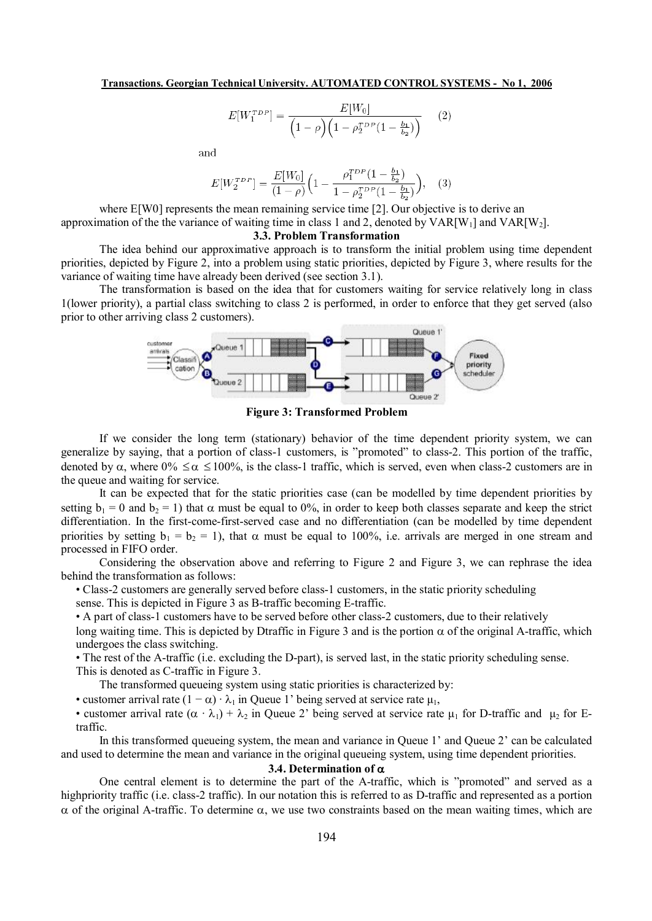$$E[W_1^{TDP}] = \frac{E[W_0]}{\left(1-\rho\right)\left(1-\rho_2^{TDP}(1-\frac{b_1}{b_2})\right)} \quad (2)$$

and

$$E[W_2^{TDP}] = \frac{E[W_0]}{(1-\rho)}\left(1 - \frac{\rho_1^{TDP}(1-\frac{b_1}{b_2})}{1-\rho_2^{TDP}(1-\frac{b_1}{b_2})}\right), \quad (3)$$

where E[W0] represents the mean remaining service time [2]. Our objective is to derive an approximation of the the variance of waiting time in class 1 and 2, denoted by VAR[$W_1$] and VAR[$W_2$].

### 3.3. Problem Transformation

The idea behind our approximative approach is to transform the initial problem using time dependent priorities, depicted by Figure 2, into a problem using static priorities, depicted by Figure 3, where results for the variance of waiting time have already been derived (see section 3.1).

The transformation is based on the idea that for customers waiting for service relatively long in class 1(lower priority), a partial class switching to class 2 is performed, in order to enforce that they get served (also prior to other arriving class 2 customers).

**Figure 3: Transformed Problem**

If we consider the long term (stationary) behavior of the time dependent priority system, we can generalize by saying, that a portion of class-1 customers, is "promoted" to class-2. This portion of the traffic, denoted by $\alpha$, where $0\% \leq \alpha \leq 100\%$, is the class-1 traffic, which is served, even when class-2 customers are in the queue and waiting for service.

It can be expected that for the static priorities case (can be modelled by time dependent priorities by setting $b_1 = 0$ and $b_2 = 1$) that $\alpha$ must be equal to 0%, in order to keep both classes separate and keep the strict differentiation. In the first-come-first-served case and no differentiation (can be modelled by time dependent priorities by setting $b_1 = b_2 = 1$), that $\alpha$ must be equal to 100%, i.e. arrivals are merged in one stream and processed in FIFO order.

Considering the observation above and referring to Figure 2 and Figure 3, we can rephrase the idea behind the transformation as follows:

- Class-2 customers are generally served before class-1 customers, in the static priority scheduling sense. This is depicted in Figure 3 as B-traffic becoming E-traffic.
- A part of class-1 customers have to be served before other class-2 customers, due to their relatively long waiting time. This is depicted by Dtraffic in Figure 3 and is the portion $\alpha$ of the original A-traffic, which undergoes the class switching.
- The rest of the A-traffic (i.e. excluding the D-part), is served last, in the static priority scheduling sense. This is denoted as C-traffic in Figure 3.

The transformed queueing system using static priorities is characterized by:

- customer arrival rate $(1 - \alpha) \cdot \lambda_1$ in Queue 1' being served at service rate $\mu_1$,
- customer arrival rate $(\alpha \cdot \lambda_1) + \lambda_2$ in Queue 2' being served at service rate $\mu_1$ for D-traffic and $\mu_2$ for E-traffic.

In this transformed queueing system, the mean and variance in Queue 1' and Queue 2' can be calculated and used to determine the mean and variance in the original queueing system, using time dependent priorities.

### 3.4. Determination of $\alpha$

One central element is to determine the part of the A-traffic, which is "promoted" and served as a highpriority traffic (i.e. class-2 traffic). In our notation this is referred to as D-traffic and represented as a portion $\alpha$ of the original A-traffic. To determine $\alpha$, we use two constraints based on the mean waiting times, which are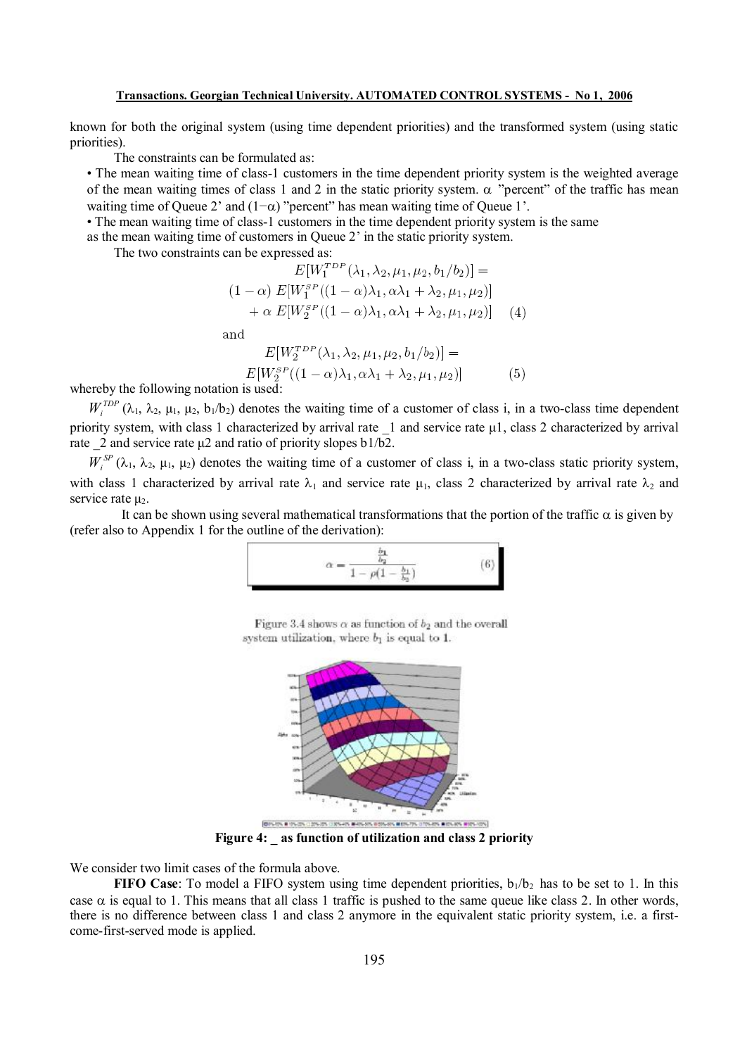known for both the original system (using time dependent priorities) and the transformed system (using static priorities).

The constraints can be formulated as:

- The mean waiting time of class-1 customers in the time dependent priority system is the weighted average of the mean waiting times of class 1 and 2 in the static priority system. $\alpha$ "percent" of the traffic has mean waiting time of Queue 2' and $(1-\alpha)$ "percent" has mean waiting time of Queue 1'.
- The mean waiting time of class-1 customers in the time dependent priority system is the same as the mean waiting time of customers in Queue 2' in the static priority system.

The two constraints can be expressed as:

$$E[W_1^{TDP}(\lambda_1, \lambda_2, \mu_1, \mu_2, b_1/b_2)] = (1-\alpha)\ E[W_1^{SP}((1-\alpha)\lambda_1, \alpha\lambda_1 + \lambda_2, \mu_1, \mu_2)] + \alpha\ E[W_2^{SP}((1-\alpha)\lambda_1, \alpha\lambda_1 + \lambda_2, \mu_1, \mu_2)] \quad (4)$$

and

$$E[W_2^{TDP}(\lambda_1, \lambda_2, \mu_1, \mu_2, b_1/b_2)] = E[W_2^{SP}((1-\alpha)\lambda_1, \alpha\lambda_1 + \lambda_2, \mu_1, \mu_2)] \quad (5)$$

whereby the following notation is used:

$W_i^{TDP}$ ($\lambda_1$, $\lambda_2$, $\mu_1$, $\mu_2$, $b_1/b_2$) denotes the waiting time of a customer of class i, in a two-class time dependent priority system, with class 1 characterized by arrival rate _1 and service rate $\mu$1, class 2 characterized by arrival rate _2 and service rate $\mu$2 and ratio of priority slopes b1/b2.

$W_i^{SP}$ ($\lambda_1$, $\lambda_2$, $\mu_1$, $\mu_2$) denotes the waiting time of a customer of class i, in a two-class static priority system, with class 1 characterized by arrival rate $\lambda_1$ and service rate $\mu_1$, class 2 characterized by arrival rate $\lambda_2$ and service rate $\mu_2$.

It can be shown using several mathematical transformations that the portion of the traffic $\alpha$ is given by (refer also to Appendix 1 for the outline of the derivation):

$$\alpha = \frac{\frac{b_1}{b_2}}{1 - \rho(1 - \frac{b_1}{b_2})} \quad (6)$$

Figure 3.4 shows $\alpha$ as function of $b_2$ and the overall system utilization, where $b_1$ is equal to 1.

**Figure 4: _ as function of utilization and class 2 priority**

We consider two limit cases of the formula above.

**FIFO Case**: To model a FIFO system using time dependent priorities, $b_1/b_2$ has to be set to 1. In this case $\alpha$ is equal to 1. This means that all class 1 traffic is pushed to the same queue like class 2. In other words, there is no difference between class 1 and class 2 anymore in the equivalent static priority system, i.e. a first-come-first-served mode is applied.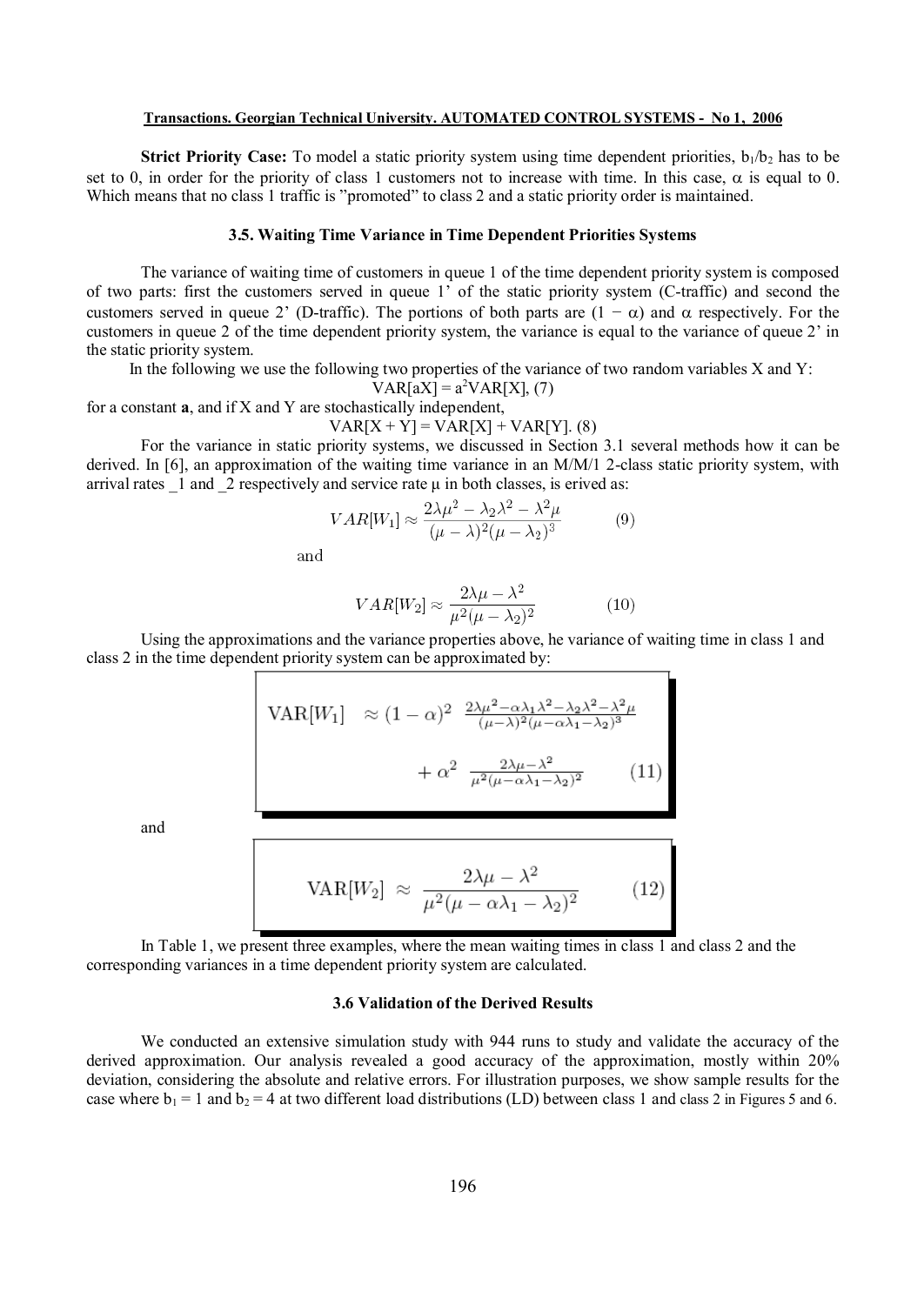**Strict Priority Case:** To model a static priority system using time dependent priorities, $b_1/b_2$ has to be set to 0, in order for the priority of class 1 customers not to increase with time. In this case, $\alpha$ is equal to 0. Which means that no class 1 traffic is "promoted" to class 2 and a static priority order is maintained.

### 3.5. Waiting Time Variance in Time Dependent Priorities Systems

The variance of waiting time of customers in queue 1 of the time dependent priority system is composed of two parts: first the customers served in queue 1' of the static priority system (C-traffic) and second the customers served in queue 2' (D-traffic). The portions of both parts are $(1 - \alpha)$ and $\alpha$ respectively. For the customers in queue 2 of the time dependent priority system, the variance is equal to the variance of queue 2' in the static priority system.

In the following we use the following two properties of the variance of two random variables X and Y:

$$VAR[aX] = a^2 VAR[X], \quad (7)$$

for a constant **a**, and if X and Y are stochastically independent,

$$VAR[X + Y] = VAR[X] + VAR[Y]. \quad (8)$$

For the variance in static priority systems, we discussed in Section 3.1 several methods how it can be derived. In [6], an approximation of the waiting time variance in an M/M/1 2-class static priority system, with arrival rates _1 and _2 respectively and service rate μ in both classes, is erived as:

$$VAR[W_1] \approx \frac{2\lambda\mu^2 - \lambda_2\lambda^2 - \lambda^2\mu}{(\mu - \lambda)^2(\mu - \lambda_2)^3} \quad (9)$$

and

$$VAR[W_2] \approx \frac{2\lambda\mu - \lambda^2}{\mu^2(\mu - \lambda_2)^2} \quad (10)$$

Using the approximations and the variance properties above, he variance of waiting time in class 1 and class 2 in the time dependent priority system can be approximated by:

$$\text{VAR}[W_1] \approx (1-\alpha)^2 \frac{2\lambda\mu^2 - \alpha\lambda_1\lambda^2 - \lambda_2\lambda^2 - \lambda^2\mu}{(\mu-\lambda)^2(\mu-\alpha\lambda_1-\lambda_2)^3} + \alpha^2 \frac{2\lambda\mu-\lambda^2}{\mu^2(\mu-\alpha\lambda_1-\lambda_2)^2} \quad (11)$$

and

$$\text{VAR}[W_2] \approx \frac{2\lambda\mu - \lambda^2}{\mu^2(\mu - \alpha\lambda_1 - \lambda_2)^2} \quad (12)$$

In Table 1, we present three examples, where the mean waiting times in class 1 and class 2 and the corresponding variances in a time dependent priority system are calculated.

### 3.6 Validation of the Derived Results

We conducted an extensive simulation study with 944 runs to study and validate the accuracy of the derived approximation. Our analysis revealed a good accuracy of the approximation, mostly within 20% deviation, considering the absolute and relative errors. For illustration purposes, we show sample results for the case where $b_1 = 1$ and $b_2 = 4$ at two different load distributions (LD) between class 1 and class 2 in Figures 5 and 6.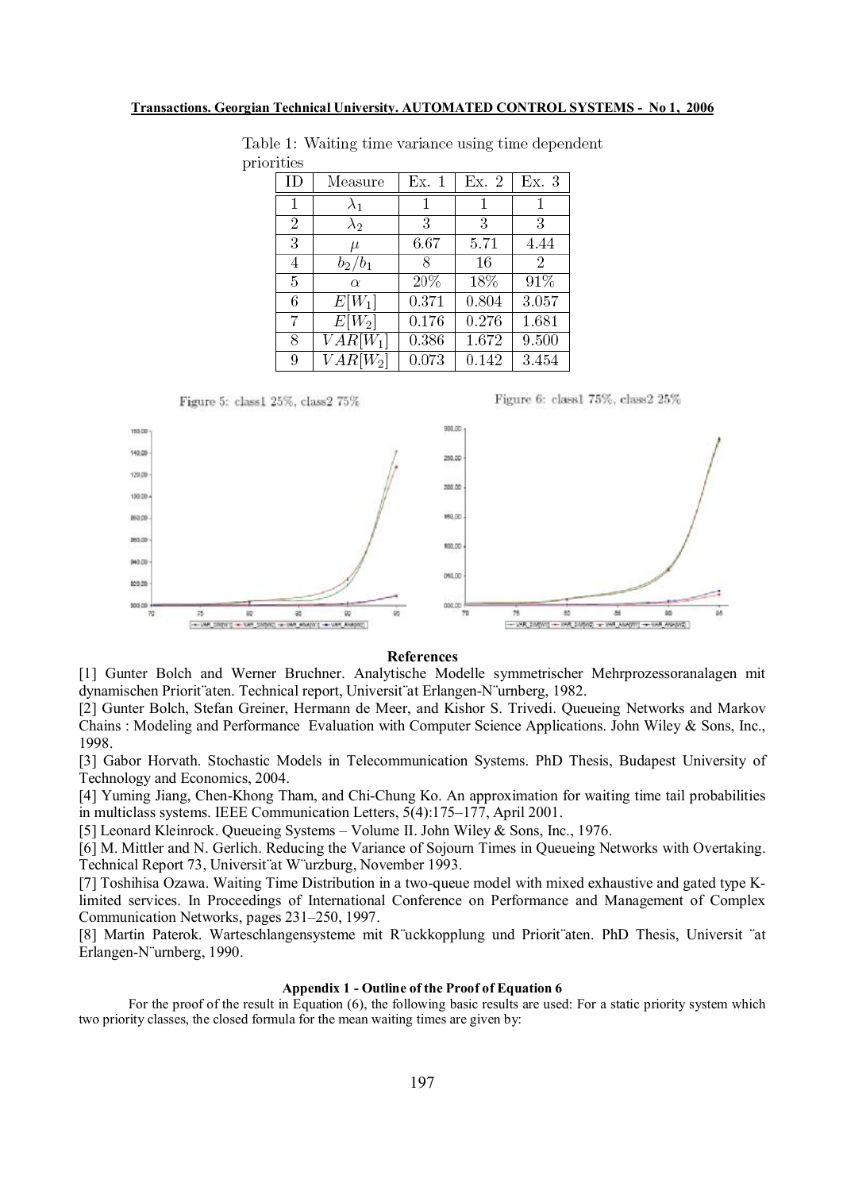Table 1: Waiting time variance using time dependent priorities

| ID | Measure | Ex. 1 | Ex. 2 | Ex. 3 |
|---|---|---|---|---|
| 1 | $\lambda_1$ | 1 | 1 | 1 |
| 2 | $\lambda_2$ | 3 | 3 | 3 |
| 3 | $\mu$ | 6.67 | 5.71 | 4.44 |
| 4 | $b_2/b_1$ | 8 | 16 | 2 |
| 5 | $\alpha$ | 20% | 18% | 91% |
| 6 | $E[W_1]$ | 0.371 | 0.804 | 3.057 |
| 7 | $E[W_2]$ | 0.176 | 0.276 | 1.681 |
| 8 | $VAR[W_1]$ | 0.386 | 1.672 | 9.500 |
| 9 | $VAR[W_2]$ | 0.073 | 0.142 | 3.454 |

Figure 5: class1 25%, class2 75%

Figure 6: class1 75%, class2 25%

## References

[1] Gunter Bolch and Werner Bruchner. Analytische Modelle symmetrischer Mehrprozessoranalagen mit dynamischen Prioritäten. Technical report, Universität Erlangen-Nürnberg, 1982.

[2] Gunter Bolch, Stefan Greiner, Hermann de Meer, and Kishor S. Trivedi. Queueing Networks and Markov Chains : Modeling and Performance Evaluation with Computer Science Applications. John Wiley & Sons, Inc., 1998.

[3] Gabor Horvath. Stochastic Models in Telecommunication Systems. PhD Thesis, Budapest University of Technology and Economics, 2004.

[4] Yuming Jiang, Chen-Khong Tham, and Chi-Chung Ko. An approximation for waiting time tail probabilities in multiclass systems. IEEE Communication Letters, 5(4):175–177, April 2001.

[5] Leonard Kleinrock. Queueing Systems – Volume II. John Wiley & Sons, Inc., 1976.

[6] M. Mittler and N. Gerlich. Reducing the Variance of Sojourn Times in Queueing Networks with Overtaking. Technical Report 73, Universität Würzburg, November 1993.

[7] Toshihisa Ozawa. Waiting Time Distribution in a two-queue model with mixed exhaustive and gated type K-limited services. In Proceedings of International Conference on Performance and Management of Complex Communication Networks, pages 231–250, 1997.

[8] Martin Paterok. Warteschlangensysteme mit Rückkopplung und Prioritäten. PhD Thesis, Universität Erlangen-Nürnberg, 1990.

### Appendix 1 - Outline of the Proof of Equation 6

For the proof of the result in Equation (6), the following basic results are used: For a static priority system which two priority classes, the closed formula for the mean waiting times are given by: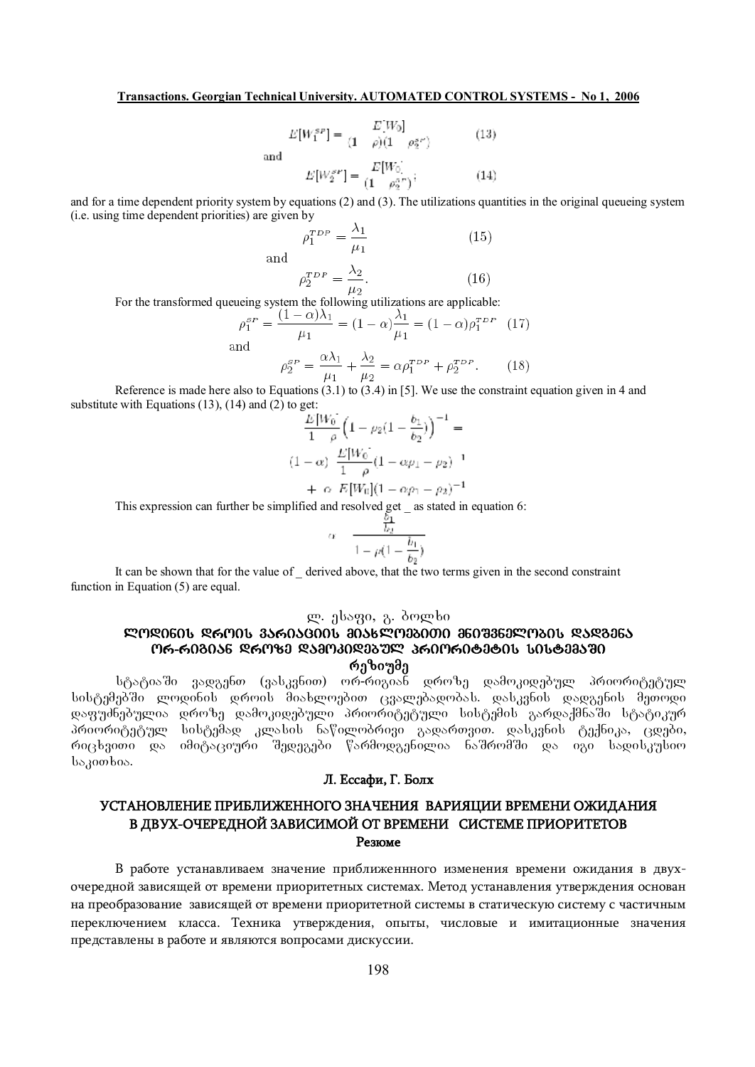$$E[W_1^{sp}] = \frac{E[W_0]}{(1-\rho)(1-\rho_2^{sp})} \quad (13)$$

and

$$E[W_2^{sp}] = \frac{E[W_0]}{(1-\rho_2^{sp})}; \quad (14)$$

and for a time dependent priority system by equations (2) and (3). The utilizations quantities in the original queueing system (i.e. using time dependent priorities) are given by

$$\rho_1^{TDP} = \frac{\lambda_1}{\mu_1} \quad (15)$$

and

$$\rho_2^{TDP} = \frac{\lambda_2}{\mu_2}. \quad (16)$$

For the transformed queueing system the following utilizations are applicable:

$$\rho_1^{sp} = \frac{(1-\alpha)\lambda_1}{\mu_1} = (1-\alpha)\frac{\lambda_1}{\mu_1} = (1-\alpha)\rho_1^{TDP} \quad (17)$$

and

$$\rho_2^{sp} = \frac{\alpha\lambda_1}{\mu_1} + \frac{\lambda_2}{\mu_2} = \alpha\rho_1^{TDP} + \rho_2^{TDP}. \quad (18)$$

Reference is made here also to Equations (3.1) to (3.4) in [5]. We use the constraint equation given in 4 and substitute with Equations (13), (14) and (2) to get:

$$\frac{E[W_0]}{1-\rho}\left(1-\rho_2\left(1-\frac{b_1}{b_2}\right)\right)^{-1} =$$

$$(1-\alpha)\frac{E[W_0]}{1-\rho}(1-\alpha\rho_1-\rho_2)^{-1}$$

$$+\ \alpha\ E[W_0](1-\alpha\rho_1-\rho_2)^{-1}$$

This expression can further be simplified and resolved get _ as stated in equation 6:

$$\alpha = \frac{\frac{b_1}{b_2}}{1-\rho\left(1-\frac{b_1}{b_2}\right)}$$

It can be shown that for the value of _ derived above, that the two terms given in the second constraint function in Equation (5) are equal.

ლ. ესაფი, გ. ბოლხი

## ლოდინის დროის ვარიაციის მიახლოებითი მნიშვნელობის დადგენა ორ-რიგიან დროზე დამოკიდებულ პრიორიტეტის სისტემაში

### რეზიუმე

სტატიაში ვადგენთ (ვასკვნით) ორ-რიგიან დროზე დამოკიდებულ პრიორიტეტულ სისტემებში ლოდინის დროის მიახლოებით ცვალებადობას. დასკვნის დადგენის მეთოდი დაფუძნებულია დროზე დამოკიდებული პრიორიტეტული სისტემის გარდაქმნაში სტატიკურ პრიორიტეტულ სისტემად კლასის ნაწილობრივი გადართვით. დასკვნის ტექნიკა, ცდები, რიცხვითი და იმიტაციური შედეგები წარმოდგენილია ნაშრომში და იგი სადისკუსიო საკითხია.

Л. Ессафи, Г. Болх

## УСТАНОВЛЕНИЕ ПРИБЛИЖЕННОГО ЗНАЧЕНИЯ ВАРИЯЦИИ ВРЕМЕНИ ОЖИДАНИЯ В ДВУХ-ОЧЕРЕДНОЙ ЗАВИСИМОЙ ОТ ВРЕМЕНИ СИСТЕМЕ ПРИОРИТЕТОВ

### Резюме

В работе устанавливаем значение приближеннного изменения времени ожидания в двух-очередной зависящей от времени приоритетных системах. Метод устанавления утверждения основан на преобразование зависящей от времени приоритетной системы в статическую систему с частичным переключением класса. Техника утверждения, опыты, числовые и имитационные значения представлены в работе и являются вопросами дискуссии.